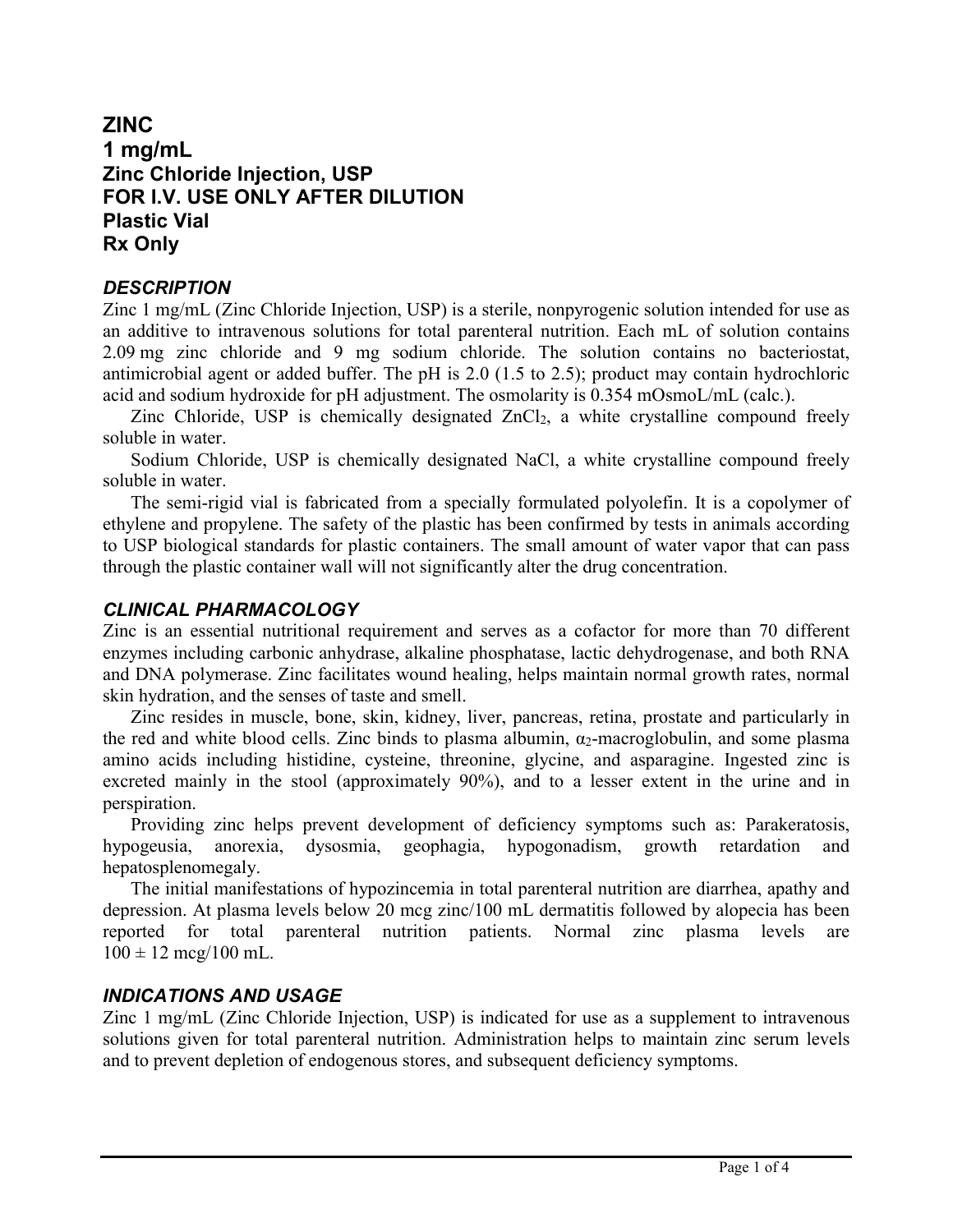# ZINC
# 1 mg/mL
# Zinc Chloride Injection, USP
# FOR I.V. USE ONLY AFTER DILUTION
# Plastic Vial
# Rx Only

## *DESCRIPTION*

Zinc 1 mg/mL (Zinc Chloride Injection, USP) is a sterile, nonpyrogenic solution intended for use as an additive to intravenous solutions for total parenteral nutrition. Each mL of solution contains 2.09 mg zinc chloride and 9 mg sodium chloride. The solution contains no bacteriostat, antimicrobial agent or added buffer. The pH is 2.0 (1.5 to 2.5); product may contain hydrochloric acid and sodium hydroxide for pH adjustment. The osmolarity is 0.354 mOsmoL/mL (calc.).

Zinc Chloride, USP is chemically designated $ZnCl_2$, a white crystalline compound freely soluble in water.

Sodium Chloride, USP is chemically designated NaCl, a white crystalline compound freely soluble in water.

The semi-rigid vial is fabricated from a specially formulated polyolefin. It is a copolymer of ethylene and propylene. The safety of the plastic has been confirmed by tests in animals according to USP biological standards for plastic containers. The small amount of water vapor that can pass through the plastic container wall will not significantly alter the drug concentration.

## *CLINICAL PHARMACOLOGY*

Zinc is an essential nutritional requirement and serves as a cofactor for more than 70 different enzymes including carbonic anhydrase, alkaline phosphatase, lactic dehydrogenase, and both RNA and DNA polymerase. Zinc facilitates wound healing, helps maintain normal growth rates, normal skin hydration, and the senses of taste and smell.

Zinc resides in muscle, bone, skin, kidney, liver, pancreas, retina, prostate and particularly in the red and white blood cells. Zinc binds to plasma albumin, $\alpha_2$-macroglobulin, and some plasma amino acids including histidine, cysteine, threonine, glycine, and asparagine. Ingested zinc is excreted mainly in the stool (approximately 90%), and to a lesser extent in the urine and in perspiration.

Providing zinc helps prevent development of deficiency symptoms such as: Parakeratosis, hypogeusia, anorexia, dysosmia, geophagia, hypogonadism, growth retardation and hepatosplenomegaly.

The initial manifestations of hypozincemia in total parenteral nutrition are diarrhea, apathy and depression. At plasma levels below 20 mcg zinc/100 mL dermatitis followed by alopecia has been reported for total parenteral nutrition patients. Normal zinc plasma levels are $100 \pm 12$ mcg/100 mL.

## *INDICATIONS AND USAGE*

Zinc 1 mg/mL (Zinc Chloride Injection, USP) is indicated for use as a supplement to intravenous solutions given for total parenteral nutrition. Administration helps to maintain zinc serum levels and to prevent depletion of endogenous stores, and subsequent deficiency symptoms.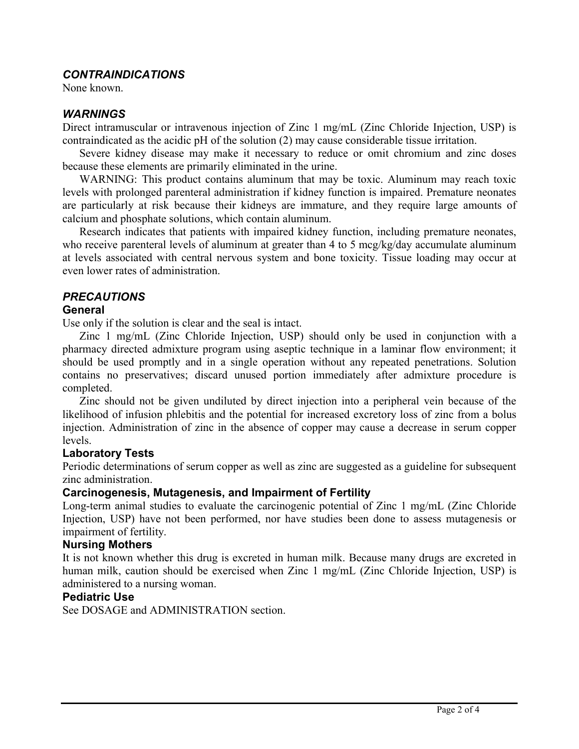## *CONTRAINDICATIONS*

None known.

## *WARNINGS*

Direct intramuscular or intravenous injection of Zinc 1 mg/mL (Zinc Chloride Injection, USP) is contraindicated as the acidic pH of the solution (2) may cause considerable tissue irritation.

Severe kidney disease may make it necessary to reduce or omit chromium and zinc doses because these elements are primarily eliminated in the urine.

WARNING: This product contains aluminum that may be toxic. Aluminum may reach toxic levels with prolonged parenteral administration if kidney function is impaired. Premature neonates are particularly at risk because their kidneys are immature, and they require large amounts of calcium and phosphate solutions, which contain aluminum.

Research indicates that patients with impaired kidney function, including premature neonates, who receive parenteral levels of aluminum at greater than 4 to 5 mcg/kg/day accumulate aluminum at levels associated with central nervous system and bone toxicity. Tissue loading may occur at even lower rates of administration.

## *PRECAUTIONS*

### General

Use only if the solution is clear and the seal is intact.

Zinc 1 mg/mL (Zinc Chloride Injection, USP) should only be used in conjunction with a pharmacy directed admixture program using aseptic technique in a laminar flow environment; it should be used promptly and in a single operation without any repeated penetrations. Solution contains no preservatives; discard unused portion immediately after admixture procedure is completed.

Zinc should not be given undiluted by direct injection into a peripheral vein because of the likelihood of infusion phlebitis and the potential for increased excretory loss of zinc from a bolus injection. Administration of zinc in the absence of copper may cause a decrease in serum copper levels.

### Laboratory Tests

Periodic determinations of serum copper as well as zinc are suggested as a guideline for subsequent zinc administration.

### Carcinogenesis, Mutagenesis, and Impairment of Fertility

Long-term animal studies to evaluate the carcinogenic potential of Zinc 1 mg/mL (Zinc Chloride Injection, USP) have not been performed, nor have studies been done to assess mutagenesis or impairment of fertility.

### Nursing Mothers

It is not known whether this drug is excreted in human milk. Because many drugs are excreted in human milk, caution should be exercised when Zinc 1 mg/mL (Zinc Chloride Injection, USP) is administered to a nursing woman.

### Pediatric Use

See DOSAGE and ADMINISTRATION section.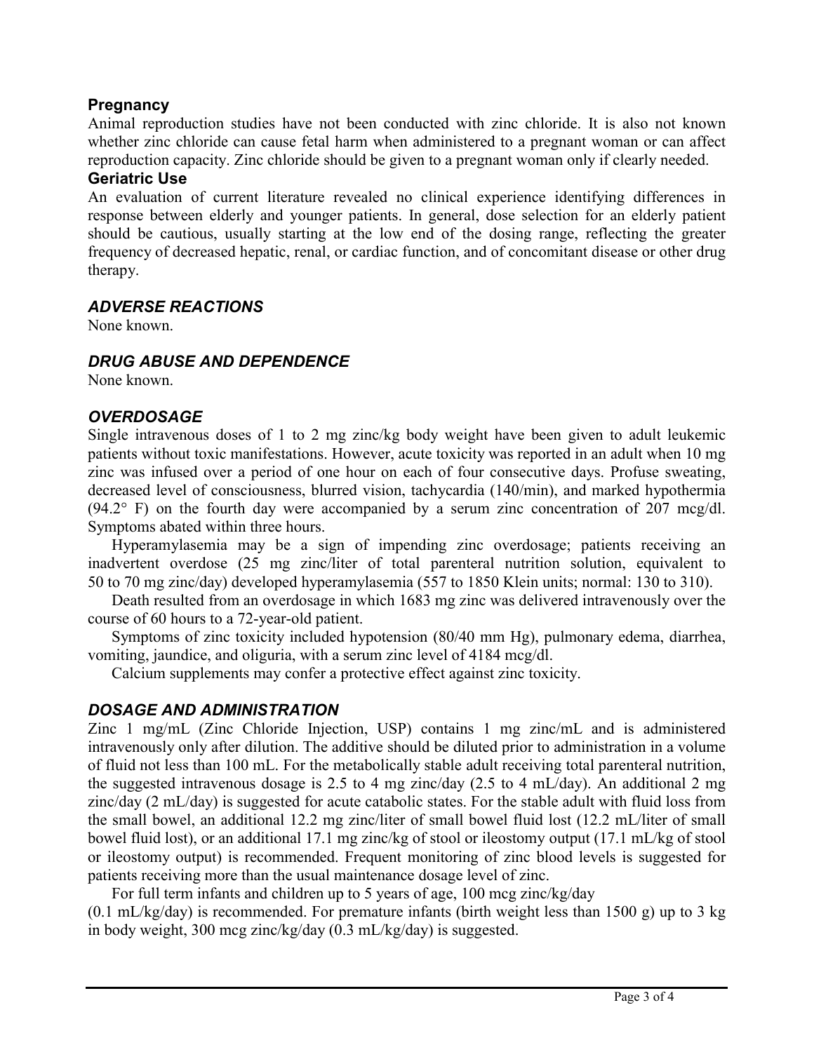### Pregnancy

Animal reproduction studies have not been conducted with zinc chloride. It is also not known whether zinc chloride can cause fetal harm when administered to a pregnant woman or can affect reproduction capacity. Zinc chloride should be given to a pregnant woman only if clearly needed.

### Geriatric Use

An evaluation of current literature revealed no clinical experience identifying differences in response between elderly and younger patients. In general, dose selection for an elderly patient should be cautious, usually starting at the low end of the dosing range, reflecting the greater frequency of decreased hepatic, renal, or cardiac function, and of concomitant disease or other drug therapy.

## *ADVERSE REACTIONS*

None known.

## *DRUG ABUSE AND DEPENDENCE*

None known.

## *OVERDOSAGE*

Single intravenous doses of 1 to 2 mg zinc/kg body weight have been given to adult leukemic patients without toxic manifestations. However, acute toxicity was reported in an adult when 10 mg zinc was infused over a period of one hour on each of four consecutive days. Profuse sweating, decreased level of consciousness, blurred vision, tachycardia (140/min), and marked hypothermia (94.2° F) on the fourth day were accompanied by a serum zinc concentration of 207 mcg/dl. Symptoms abated within three hours.

Hyperamylasemia may be a sign of impending zinc overdosage; patients receiving an inadvertent overdose (25 mg zinc/liter of total parenteral nutrition solution, equivalent to 50 to 70 mg zinc/day) developed hyperamylasemia (557 to 1850 Klein units; normal: 130 to 310).

Death resulted from an overdosage in which 1683 mg zinc was delivered intravenously over the course of 60 hours to a 72-year-old patient.

Symptoms of zinc toxicity included hypotension (80/40 mm Hg), pulmonary edema, diarrhea, vomiting, jaundice, and oliguria, with a serum zinc level of 4184 mcg/dl.

Calcium supplements may confer a protective effect against zinc toxicity.

## *DOSAGE AND ADMINISTRATION*

Zinc 1 mg/mL (Zinc Chloride Injection, USP) contains 1 mg zinc/mL and is administered intravenously only after dilution. The additive should be diluted prior to administration in a volume of fluid not less than 100 mL. For the metabolically stable adult receiving total parenteral nutrition, the suggested intravenous dosage is 2.5 to 4 mg zinc/day (2.5 to 4 mL/day). An additional 2 mg zinc/day (2 mL/day) is suggested for acute catabolic states. For the stable adult with fluid loss from the small bowel, an additional 12.2 mg zinc/liter of small bowel fluid lost (12.2 mL/liter of small bowel fluid lost), or an additional 17.1 mg zinc/kg of stool or ileostomy output (17.1 mL/kg of stool or ileostomy output) is recommended. Frequent monitoring of zinc blood levels is suggested for patients receiving more than the usual maintenance dosage level of zinc.

For full term infants and children up to 5 years of age, 100 mcg zinc/kg/day (0.1 mL/kg/day) is recommended. For premature infants (birth weight less than 1500 g) up to 3 kg in body weight, 300 mcg zinc/kg/day (0.3 mL/kg/day) is suggested.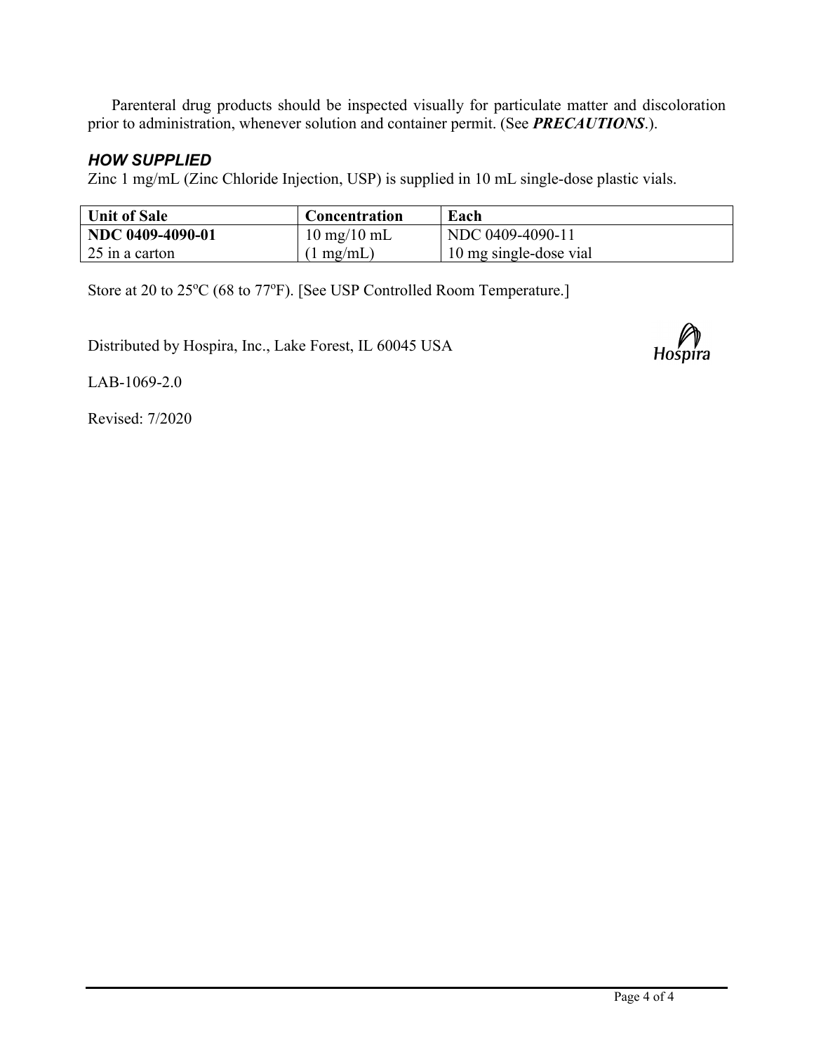Parenteral drug products should be inspected visually for particulate matter and discoloration prior to administration, whenever solution and container permit. (See ***PRECAUTIONS***.).

### *HOW SUPPLIED*

Zinc 1 mg/mL (Zinc Chloride Injection, USP) is supplied in 10 mL single-dose plastic vials.

| Unit of Sale | Concentration | Each |
|---|---|---|
| **NDC 0409-4090-01**<br>25 in a carton | 10 mg/10 mL<br>(1 mg/mL) | NDC 0409-4090-11<br>10 mg single-dose vial |

Store at 20 to 25°C (68 to 77°F). [See USP Controlled Room Temperature.]

Distributed by Hospira, Inc., Lake Forest, IL 60045 USA

Hospira

LAB-1069-2.0

Revised: 7/2020